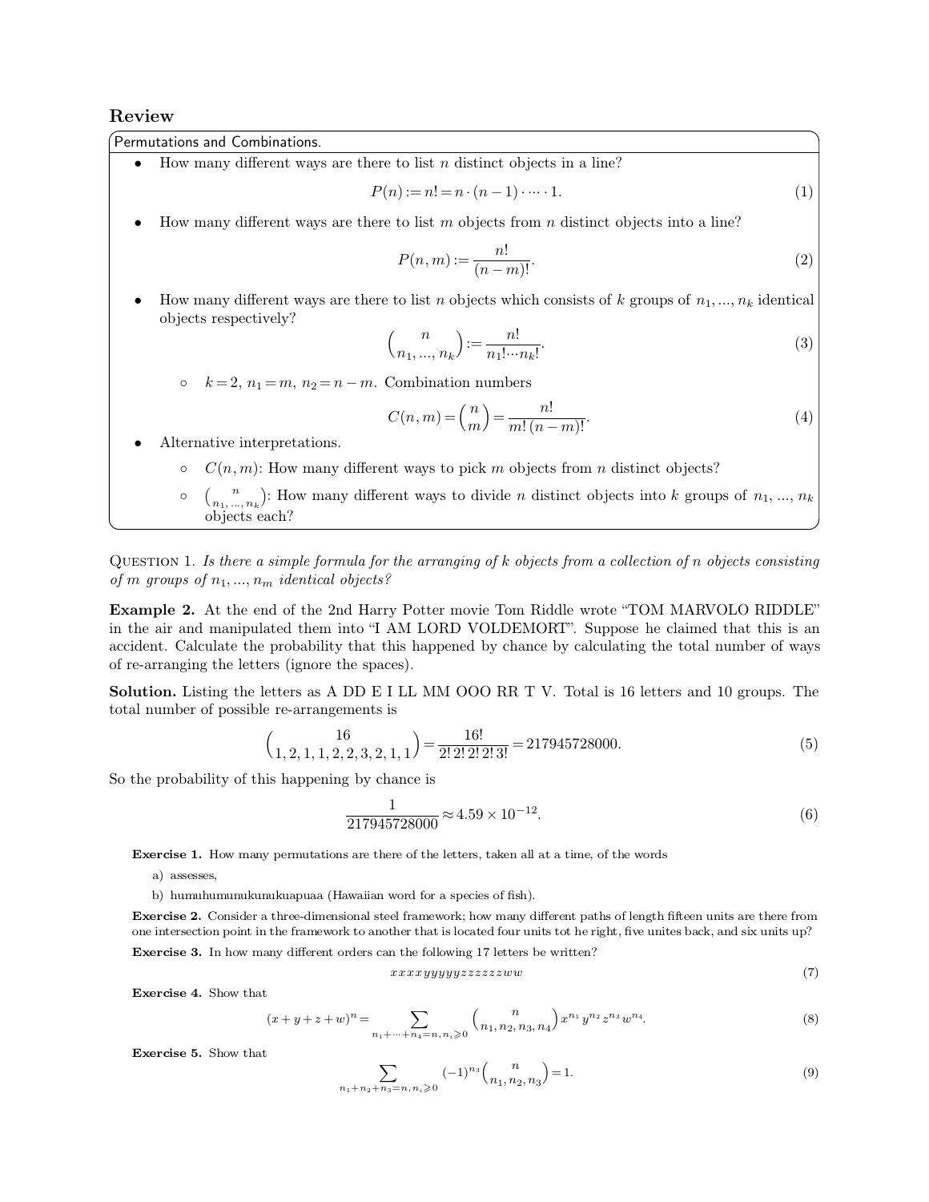## Review

**Permutations and Combinations.**

- How many different ways are there to list $n$ distinct objects in a line?

$$P(n) := n! = n \cdot (n-1) \cdot \cdots \cdot 1. \tag{1}$$

- How many different ways are there to list $m$ objects from $n$ distinct objects into a line?

$$P(n, m) := \frac{n!}{(n-m)!}. \tag{2}$$

- How many different ways are there to list $n$ objects which consists of $k$ groups of $n_1, \ldots, n_k$ identical objects respectively?

$$\binom{n}{n_1, \ldots, n_k} := \frac{n!}{n_1! \cdots n_k!}. \tag{3}$$

  - $k = 2$, $n_1 = m$, $n_2 = n - m$. Combination numbers

$$C(n, m) = \binom{n}{m} = \frac{n!}{m!\,(n-m)!}. \tag{4}$$

- Alternative interpretations.
  - $C(n, m)$: How many different ways to pick $m$ objects from $n$ distinct objects?
  - $\binom{n}{n_1, \ldots, n_k}$: How many different ways to divide $n$ distinct objects into $k$ groups of $n_1, \ldots, n_k$ objects each?

QUESTION 1. *Is there a simple formula for the arranging of $k$ objects from a collection of $n$ objects consisting of $m$ groups of $n_1, \ldots, n_m$ identical objects?*

**Example 2.** At the end of the 2nd Harry Potter movie Tom Riddle wrote "TOM MARVOLO RIDDLE" in the air and manipulated them into "I AM LORD VOLDEMORT". Suppose he claimed that this is an accident. Calculate the probability that this happened by chance by calculating the total number of ways of re-arranging the letters (ignore the spaces).

**Solution.** Listing the letters as A DD E I LL MM OOO RR T V. Total is 16 letters and 10 groups. The total number of possible re-arrangements is

$$\binom{16}{1, 2, 1, 1, 2, 2, 3, 2, 1, 1} = \frac{16!}{2!\,2!\,2!\,2!\,3!} = 217945728000. \tag{5}$$

So the probability of this happening by chance is

$$\frac{1}{217945728000} \approx 4.59 \times 10^{-12}. \tag{6}$$

**Exercise 1.** How many permutations are there of the letters, taken all at a time, of the words

a) assesses,

b) humuhumunukunukuapuaa (Hawaiian word for a species of fish).

**Exercise 2.** Consider a three-dimensional steel framework; how many different paths of length fifteen units are there from one intersection point in the framework to another that is located four units tot he right, five unites back, and six units up?

**Exercise 3.** In how many different orders can the following 17 letters be written?

$$xxxxyyyyyzzzzzzww \tag{7}$$

**Exercise 4.** Show that

$$(x + y + z + w)^n = \sum_{n_1 + \cdots + n_4 = n,\, n_i \geqslant 0} \binom{n}{n_1, n_2, n_3, n_4} x^{n_1} y^{n_2} z^{n_3} w^{n_4}. \tag{8}$$

**Exercise 5.** Show that

$$\sum_{n_1 + n_2 + n_3 = n,\, n_i \geqslant 0} (-1)^{n_3} \binom{n}{n_1, n_2, n_3} = 1. \tag{9}$$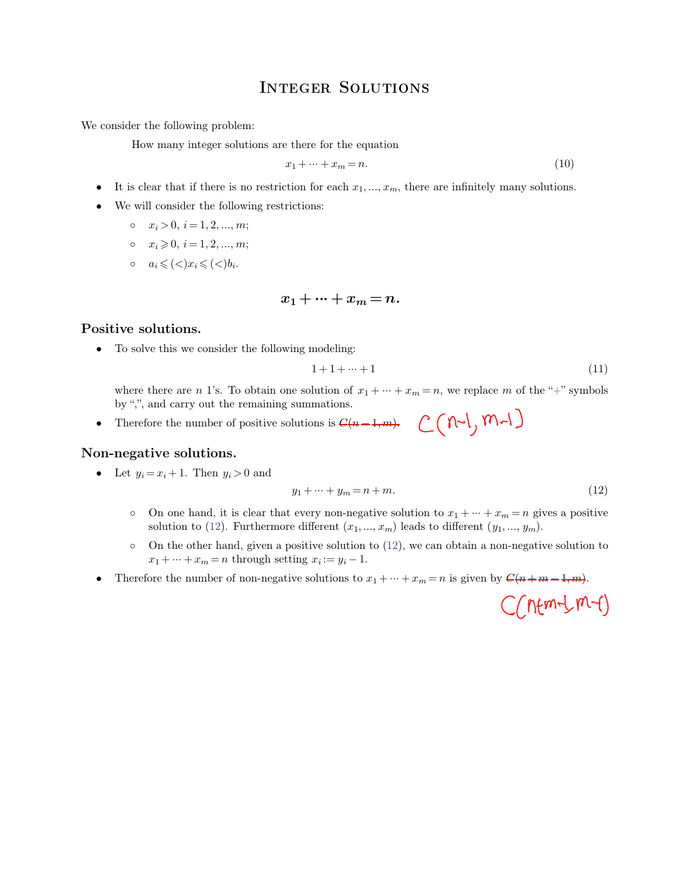# Integer Solutions

We consider the following problem:

> How many integer solutions are there for the equation
>
> $$x_1 + \cdots + x_m = n. \tag{10}$$

- It is clear that if there is no restriction for each $x_1, \ldots, x_m$, there are infinitely many solutions.
- We will consider the following restrictions:
  - $x_i > 0$, $i = 1, 2, \ldots, m$;
  - $x_i \geqslant 0$, $i = 1, 2, \ldots, m$;
  - $a_i \leqslant (<) x_i \leqslant (<) b_i$.

## $x_1 + \cdots + x_m = n.$

### Positive solutions.

- To solve this we consider the following modeling:

$$1 + 1 + \cdots + 1 \tag{11}$$

  where there are $n$ 1's. To obtain one solution of $x_1 + \cdots + x_m = n$, we replace $m$ of the "+" symbols by ",", and carry out the remaining summations.

- Therefore the number of positive solutions is ~~$C(n-1, m)$~~. $C(n-1, m-1)$

### Non-negative solutions.

- Let $y_i = x_i + 1$. Then $y_i > 0$ and

$$y_1 + \cdots + y_m = n + m. \tag{12}$$

  - On one hand, it is clear that every non-negative solution to $x_1 + \cdots + x_m = n$ gives a positive solution to (12). Furthermore different $(x_1, \ldots, x_m)$ leads to different $(y_1, \ldots, y_m)$.
  - On the other hand, given a positive solution to (12), we can obtain a non-negative solution to $x_1 + \cdots + x_m = n$ through setting $x_i := y_i - 1$.

- Therefore the number of non-negative solutions to $x_1 + \cdots + x_m = n$ is given by ~~$C(n+m-1, m)$~~. $C(n+m-1, m-1)$